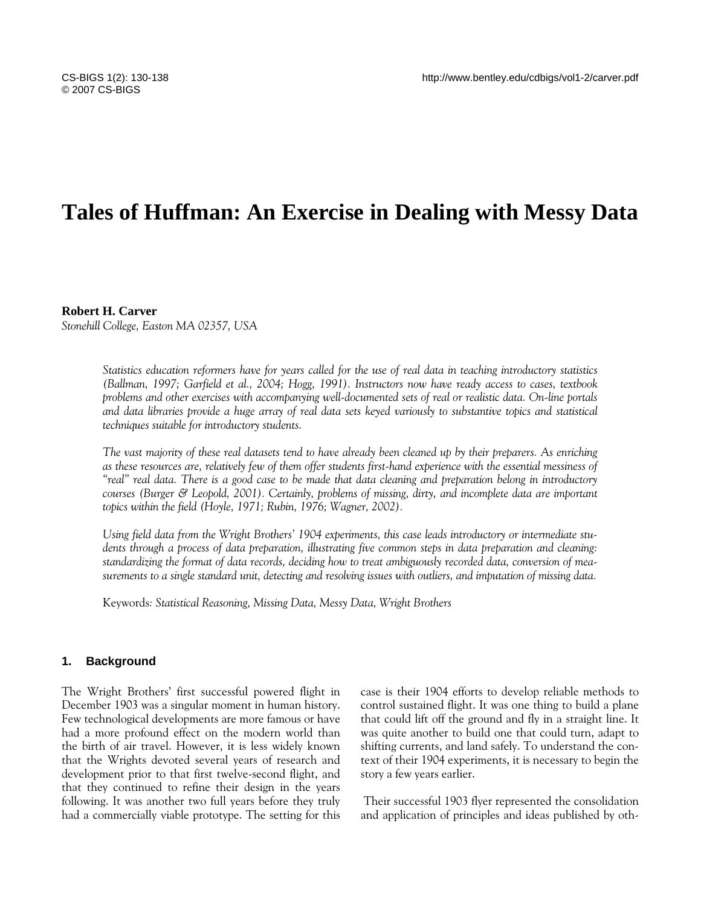# Tales of Huffman: An Exercise in Dealing with Messy Data

**Robert H. Carver**
*Stonehill College, Easton MA 02357, USA*

*Statistics education reformers have for years called for the use of real data in teaching introductory statistics (Ballman, 1997; Garfield et al., 2004; Hogg, 1991). Instructors now have ready access to cases, textbook problems and other exercises with accompanying well-documented sets of real or realistic data. On-line portals and data libraries provide a huge array of real data sets keyed variously to substantive topics and statistical techniques suitable for introductory students.*

*The vast majority of these real datasets tend to have already been cleaned up by their preparers. As enriching as these resources are, relatively few of them offer students first-hand experience with the essential messiness of "real" real data. There is a good case to be made that data cleaning and preparation belong in introductory courses (Burger & Leopold, 2001). Certainly, problems of missing, dirty, and incomplete data are important topics within the field (Hoyle, 1971; Rubin, 1976; Wagner, 2002).*

*Using field data from the Wright Brothers' 1904 experiments, this case leads introductory or intermediate students through a process of data preparation, illustrating five common steps in data preparation and cleaning: standardizing the format of data records, deciding how to treat ambiguously recorded data, conversion of measurements to a single standard unit, detecting and resolving issues with outliers, and imputation of missing data.*

Keywords*: Statistical Reasoning, Missing Data, Messy Data, Wright Brothers*

## 1. Background

The Wright Brothers' first successful powered flight in December 1903 was a singular moment in human history. Few technological developments are more famous or have had a more profound effect on the modern world than the birth of air travel. However, it is less widely known that the Wrights devoted several years of research and development prior to that first twelve-second flight, and that they continued to refine their design in the years following. It was another two full years before they truly had a commercially viable prototype. The setting for this case is their 1904 efforts to develop reliable methods to control sustained flight. It was one thing to build a plane that could lift off the ground and fly in a straight line. It was quite another to build one that could turn, adapt to shifting currents, and land safely. To understand the context of their 1904 experiments, it is necessary to begin the story a few years earlier.

Their successful 1903 flyer represented the consolidation and application of principles and ideas published by oth-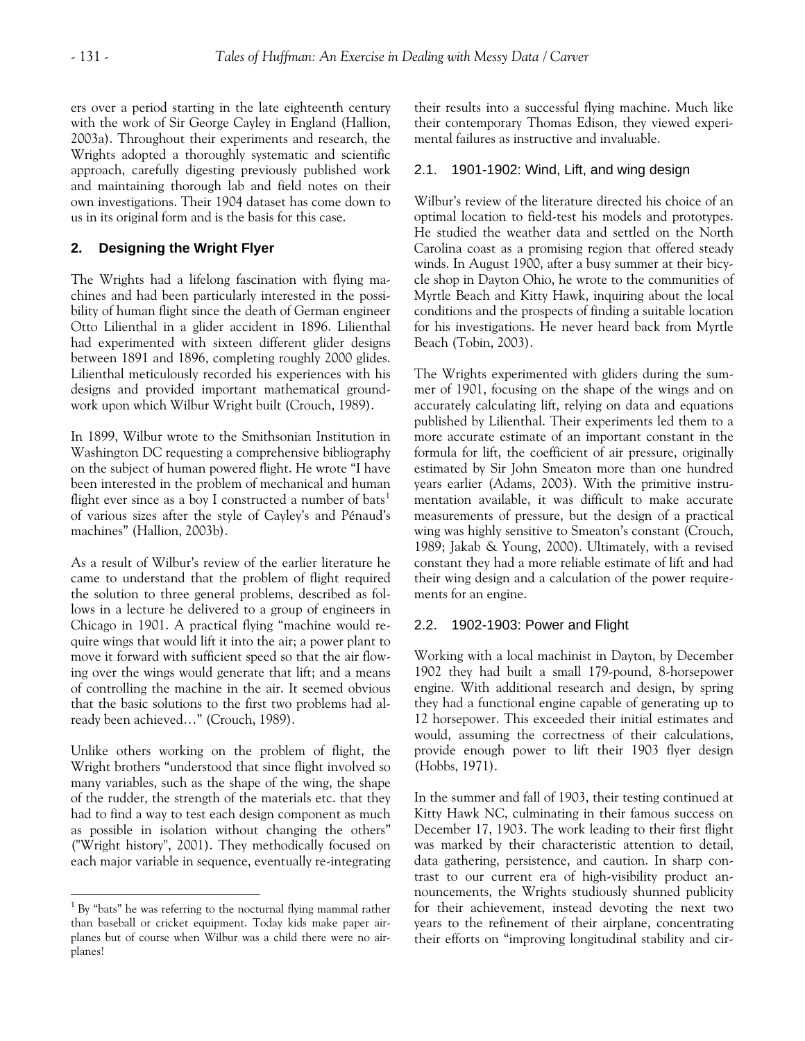ers over a period starting in the late eighteenth century with the work of Sir George Cayley in England (Hallion, 2003a). Throughout their experiments and research, the Wrights adopted a thoroughly systematic and scientific approach, carefully digesting previously published work and maintaining thorough lab and field notes on their own investigations. Their 1904 dataset has come down to us in its original form and is the basis for this case.

## 2. Designing the Wright Flyer

The Wrights had a lifelong fascination with flying machines and had been particularly interested in the possibility of human flight since the death of German engineer Otto Lilienthal in a glider accident in 1896. Lilienthal had experimented with sixteen different glider designs between 1891 and 1896, completing roughly 2000 glides. Lilienthal meticulously recorded his experiences with his designs and provided important mathematical groundwork upon which Wilbur Wright built (Crouch, 1989).

In 1899, Wilbur wrote to the Smithsonian Institution in Washington DC requesting a comprehensive bibliography on the subject of human powered flight. He wrote "I have been interested in the problem of mechanical and human flight ever since as a boy I constructed a number of bats[1] of various sizes after the style of Cayley's and Pénaud's machines" (Hallion, 2003b).

As a result of Wilbur's review of the earlier literature he came to understand that the problem of flight required the solution to three general problems, described as follows in a lecture he delivered to a group of engineers in Chicago in 1901. A practical flying "machine would require wings that would lift it into the air; a power plant to move it forward with sufficient speed so that the air flowing over the wings would generate that lift; and a means of controlling the machine in the air. It seemed obvious that the basic solutions to the first two problems had already been achieved…" (Crouch, 1989).

Unlike others working on the problem of flight, the Wright brothers "understood that since flight involved so many variables, such as the shape of the wing, the shape of the rudder, the strength of the materials etc. that they had to find a way to test each design component as much as possible in isolation without changing the others" ("Wright history", 2001). They methodically focused on each major variable in sequence, eventually re-integrating their results into a successful flying machine. Much like their contemporary Thomas Edison, they viewed experimental failures as instructive and invaluable.

### 2.1. 1901-1902: Wind, Lift, and wing design

Wilbur's review of the literature directed his choice of an optimal location to field-test his models and prototypes. He studied the weather data and settled on the North Carolina coast as a promising region that offered steady winds. In August 1900, after a busy summer at their bicycle shop in Dayton Ohio, he wrote to the communities of Myrtle Beach and Kitty Hawk, inquiring about the local conditions and the prospects of finding a suitable location for his investigations. He never heard back from Myrtle Beach (Tobin, 2003).

The Wrights experimented with gliders during the summer of 1901, focusing on the shape of the wings and on accurately calculating lift, relying on data and equations published by Lilienthal. Their experiments led them to a more accurate estimate of an important constant in the formula for lift, the coefficient of air pressure, originally estimated by Sir John Smeaton more than one hundred years earlier (Adams, 2003). With the primitive instrumentation available, it was difficult to make accurate measurements of pressure, but the design of a practical wing was highly sensitive to Smeaton's constant (Crouch, 1989; Jakab & Young, 2000). Ultimately, with a revised constant they had a more reliable estimate of lift and had their wing design and a calculation of the power requirements for an engine.

### 2.2. 1902-1903: Power and Flight

Working with a local machinist in Dayton, by December 1902 they had built a small 179-pound, 8-horsepower engine. With additional research and design, by spring they had a functional engine capable of generating up to 12 horsepower. This exceeded their initial estimates and would, assuming the correctness of their calculations, provide enough power to lift their 1903 flyer design (Hobbs, 1971).

In the summer and fall of 1903, their testing continued at Kitty Hawk NC, culminating in their famous success on December 17, 1903. The work leading to their first flight was marked by their characteristic attention to detail, data gathering, persistence, and caution. In sharp contrast to our current era of high-visibility product announcements, the Wrights studiously shunned publicity for their achievement, instead devoting the next two years to the refinement of their airplane, concentrating their efforts on "improving longitudinal stability and cir-

[1] By "bats" he was referring to the nocturnal flying mammal rather than baseball or cricket equipment. Today kids make paper airplanes but of course when Wilbur was a child there were no airplanes!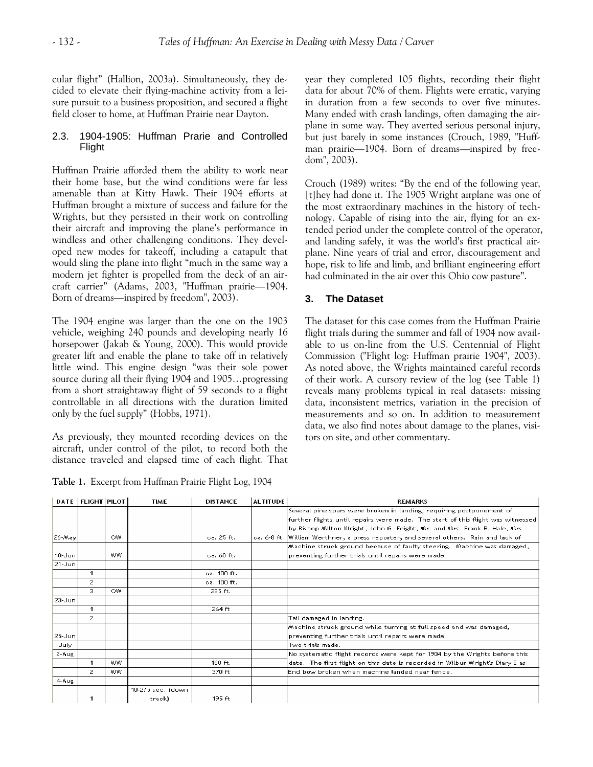cular flight" (Hallion, 2003a). Simultaneously, they decided to elevate their flying-machine activity from a leisure pursuit to a business proposition, and secured a flight field closer to home, at Huffman Prairie near Dayton.

## 2.3. 1904-1905: Huffman Prarie and Controlled Flight

Huffman Prairie afforded them the ability to work near their home base, but the wind conditions were far less amenable than at Kitty Hawk. Their 1904 efforts at Huffman brought a mixture of success and failure for the Wrights, but they persisted in their work on controlling their aircraft and improving the plane's performance in windless and other challenging conditions. They developed new modes for takeoff, including a catapult that would sling the plane into flight "much in the same way a modern jet fighter is propelled from the deck of an aircraft carrier" (Adams, 2003, "Huffman prairie—1904. Born of dreams—inspired by freedom", 2003).

The 1904 engine was larger than the one on the 1903 vehicle, weighing 240 pounds and developing nearly 16 horsepower (Jakab & Young, 2000). This would provide greater lift and enable the plane to take off in relatively little wind. This engine design "was their sole power source during all their flying 1904 and 1905…progressing from a short straightaway flight of 59 seconds to a flight controllable in all directions with the duration limited only by the fuel supply" (Hobbs, 1971).

As previously, they mounted recording devices on the aircraft, under control of the pilot, to record both the distance traveled and elapsed time of each flight. That year they completed 105 flights, recording their flight data for about 70% of them. Flights were erratic, varying in duration from a few seconds to over five minutes. Many ended with crash landings, often damaging the airplane in some way. They averted serious personal injury, but just barely in some instances (Crouch, 1989, "Huffman prairie—1904. Born of dreams—inspired by freedom", 2003).

Crouch (1989) writes: "By the end of the following year, [t]hey had done it. The 1905 Wright airplane was one of the most extraordinary machines in the history of technology. Capable of rising into the air, flying for an extended period under the complete control of the operator, and landing safely, it was the world's first practical airplane. Nine years of trial and error, discouragement and hope, risk to life and limb, and brilliant engineering effort had culminated in the air over this Ohio cow pasture".

## 3. The Dataset

The dataset for this case comes from the Huffman Prairie flight trials during the summer and fall of 1904 now available to us on-line from the U.S. Centennial of Flight Commission ("Flight log: Huffman prairie 1904", 2003). As noted above, the Wrights maintained careful records of their work. A cursory review of the log (see Table 1) reveals many problems typical in real datasets: missing data, inconsistent metrics, variation in the precision of measurements and so on. In addition to measurement data, we also find notes about damage to the planes, visitors on site, and other commentary.

**Table 1.** Excerpt from Huffman Prairie Flight Log, 1904

| DATE | FLIGHT | PILOT | TIME | DISTANCE | ALTITUDE | REMARKS |
|---|---|---|---|---|---|---|
| 26-May | | OW | | ca. 25 ft. | ca. 6-8 ft. | Several pine spars were broken in landing, requiring postponement of further flights until repairs were made. The start of this flight was witnessed by Bishop Milton Wright, John G. Feight, Mr. and Mrs. Frank B. Hale, Mrs. William Werthner, a press reporter, and several others. Rain and lack of |
| 10-Jun | | WW | | ca. 60 ft. | | Machine struck ground because of faulty steering. Machine was damaged, preventing further trials until repairs were made. |
| 21-Jun | | | | | | |
| | 1 | | | ca. 100 ft. | | |
| | 2 | | | ca. 100 ft. | | |
| | 3 | OW | | 225 ft. | | |
| 23-Jun | | | | | | |
| | 1 | | | 264 ft | | |
| | 2 | | | | | Tail damaged in landing. |
| 25-Jun | | | | | | Machine struck ground while turning at full speed and was damaged, preventing further trials until repairs were made. |
| July | | | | | | Two trials made. |
| 2-Aug | | | | | | No systematic flight records were kept for 1904 by the Wrights before this date. The first flight on this date is recorded in Wilbur Wright's Diary E as |
| | 1 | WW | | 160 ft. | | |
| | 2 | WW | | 370 ft | | End bow broken when machine landed near fence. |
| 4-Aug | | | | | | |
| | 1 | | 10-2/5 sec. (down track) | 195 ft | | |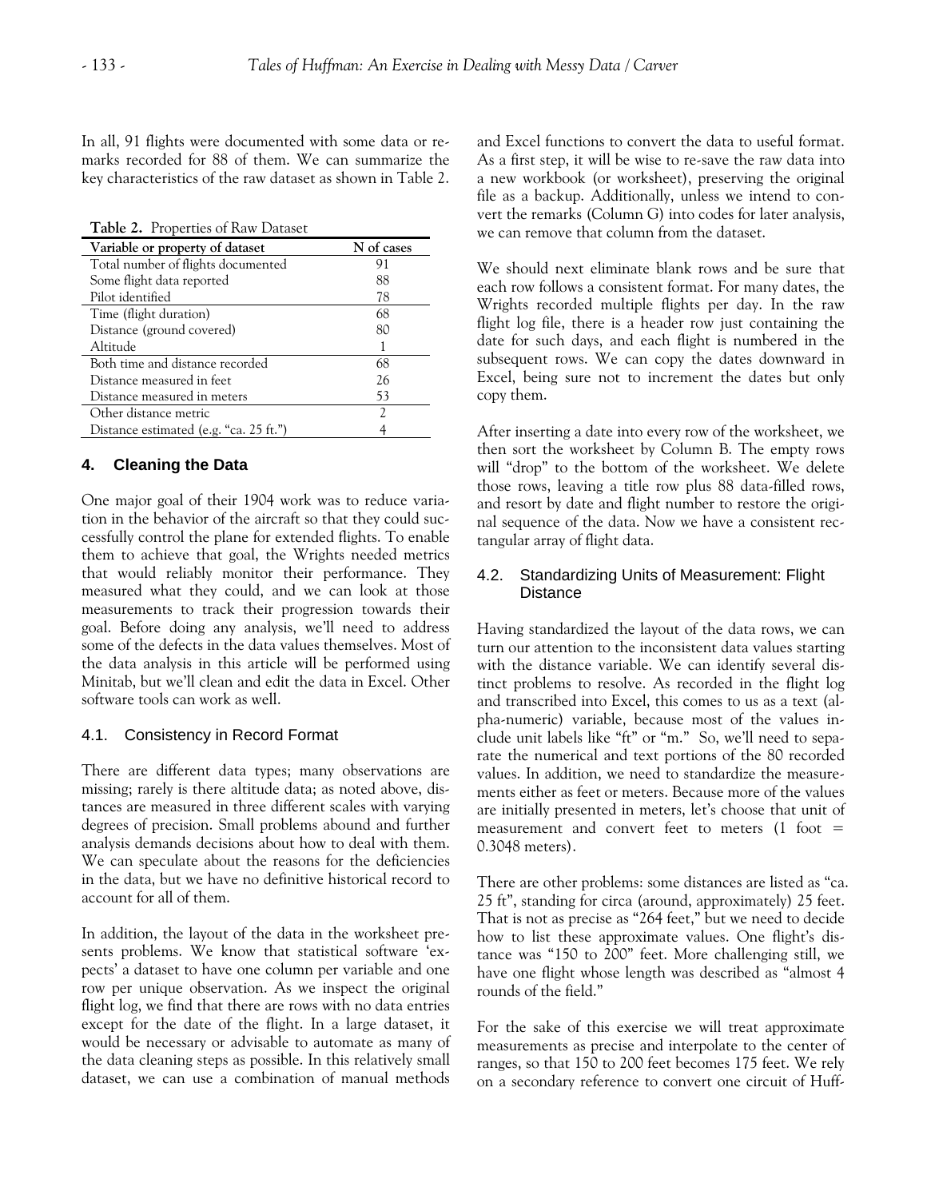In all, 91 flights were documented with some data or remarks recorded for 88 of them. We can summarize the key characteristics of the raw dataset as shown in Table 2.

**Table 2.** Properties of Raw Dataset

| Variable or property of dataset | N of cases |
|---|---|
| Total number of flights documented | 91 |
| Some flight data reported | 88 |
| Pilot identified | 78 |
| Time (flight duration) | 68 |
| Distance (ground covered) | 80 |
| Altitude | 1 |
| Both time and distance recorded | 68 |
| Distance measured in feet | 26 |
| Distance measured in meters | 53 |
| Other distance metric | 2 |
| Distance estimated (e.g. "ca. 25 ft.") | 4 |

## 4. Cleaning the Data

One major goal of their 1904 work was to reduce variation in the behavior of the aircraft so that they could successfully control the plane for extended flights. To enable them to achieve that goal, the Wrights needed metrics that would reliably monitor their performance. They measured what they could, and we can look at those measurements to track their progression towards their goal. Before doing any analysis, we'll need to address some of the defects in the data values themselves. Most of the data analysis in this article will be performed using Minitab, but we'll clean and edit the data in Excel. Other software tools can work as well.

### 4.1. Consistency in Record Format

There are different data types; many observations are missing; rarely is there altitude data; as noted above, distances are measured in three different scales with varying degrees of precision. Small problems abound and further analysis demands decisions about how to deal with them. We can speculate about the reasons for the deficiencies in the data, but we have no definitive historical record to account for all of them.

In addition, the layout of the data in the worksheet presents problems. We know that statistical software 'expects' a dataset to have one column per variable and one row per unique observation. As we inspect the original flight log, we find that there are rows with no data entries except for the date of the flight. In a large dataset, it would be necessary or advisable to automate as many of the data cleaning steps as possible. In this relatively small dataset, we can use a combination of manual methods and Excel functions to convert the data to useful format. As a first step, it will be wise to re-save the raw data into a new workbook (or worksheet), preserving the original file as a backup. Additionally, unless we intend to convert the remarks (Column G) into codes for later analysis, we can remove that column from the dataset.

We should next eliminate blank rows and be sure that each row follows a consistent format. For many dates, the Wrights recorded multiple flights per day. In the raw flight log file, there is a header row just containing the date for such days, and each flight is numbered in the subsequent rows. We can copy the dates downward in Excel, being sure not to increment the dates but only copy them.

After inserting a date into every row of the worksheet, we then sort the worksheet by Column B. The empty rows will "drop" to the bottom of the worksheet. We delete those rows, leaving a title row plus 88 data-filled rows, and resort by date and flight number to restore the original sequence of the data. Now we have a consistent rectangular array of flight data.

### 4.2. Standardizing Units of Measurement: Flight Distance

Having standardized the layout of the data rows, we can turn our attention to the inconsistent data values starting with the distance variable. We can identify several distinct problems to resolve. As recorded in the flight log and transcribed into Excel, this comes to us as a text (alpha-numeric) variable, because most of the values include unit labels like "ft" or "m." So, we'll need to separate the numerical and text portions of the 80 recorded values. In addition, we need to standardize the measurements either as feet or meters. Because more of the values are initially presented in meters, let's choose that unit of measurement and convert feet to meters (1 foot = 0.3048 meters).

There are other problems: some distances are listed as "ca. 25 ft", standing for circa (around, approximately) 25 feet. That is not as precise as "264 feet," but we need to decide how to list these approximate values. One flight's distance was "150 to 200" feet. More challenging still, we have one flight whose length was described as "almost 4 rounds of the field."

For the sake of this exercise we will treat approximate measurements as precise and interpolate to the center of ranges, so that 150 to 200 feet becomes 175 feet. We rely on a secondary reference to convert one circuit of Huff-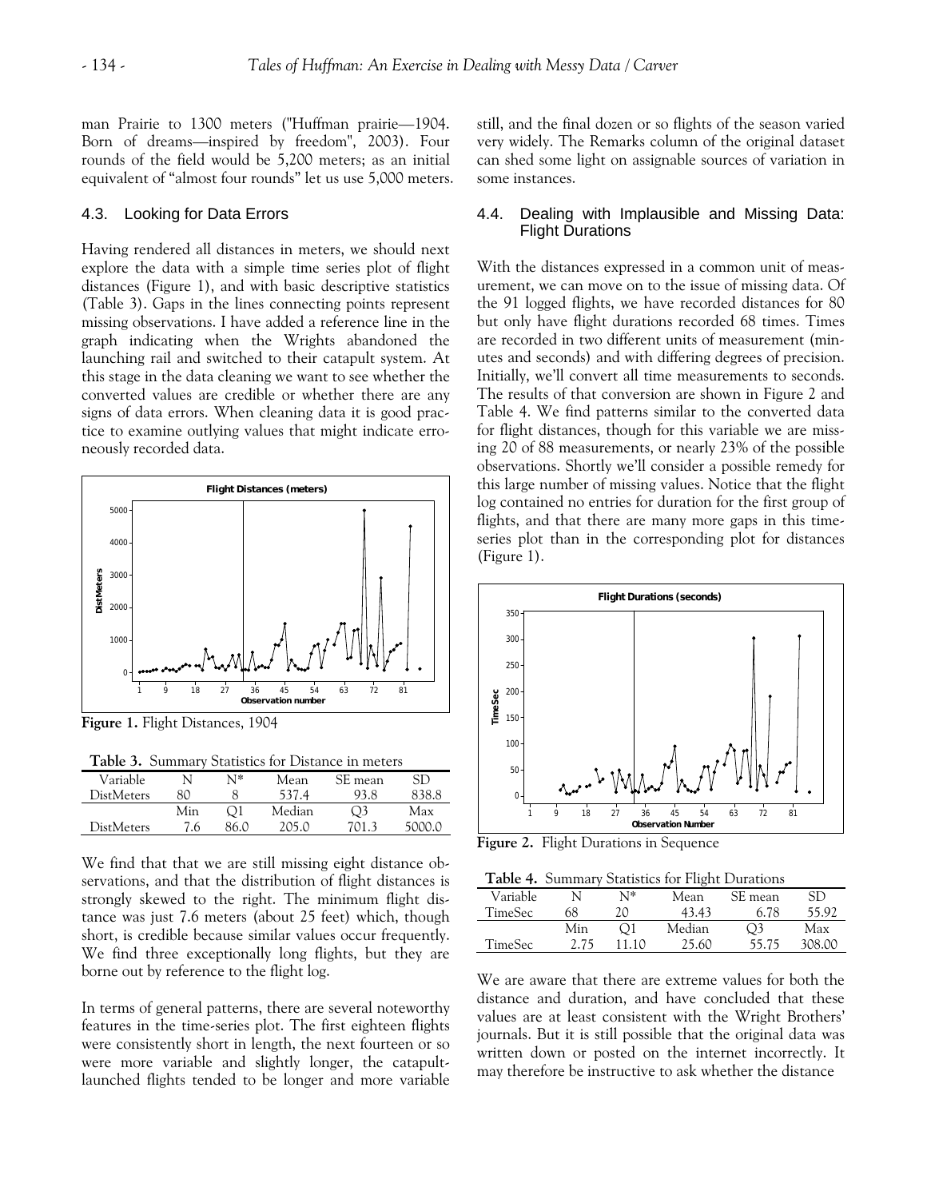man Prairie to 1300 meters ("Huffman prairie—1904. Born of dreams—inspired by freedom", 2003). Four rounds of the field would be 5,200 meters; as an initial equivalent of "almost four rounds" let us use 5,000 meters.

## 4.3. Looking for Data Errors

Having rendered all distances in meters, we should next explore the data with a simple time series plot of flight distances (Figure 1), and with basic descriptive statistics (Table 3). Gaps in the lines connecting points represent missing observations. I have added a reference line in the graph indicating when the Wrights abandoned the launching rail and switched to their catapult system. At this stage in the data cleaning we want to see whether the converted values are credible or whether there are any signs of data errors. When cleaning data it is good practice to examine outlying values that might indicate erroneously recorded data.

**Figure 1.** Flight Distances, 1904

**Table 3.** Summary Statistics for Distance in meters

| Variable | N | N* | Mean | SE mean | SD |
|---|---|---|---|---|---|
| DistMeters | 80 | 8 | 537.4 | 93.8 | 838.8 |
| | Min | Q1 | Median | Q3 | Max |
| DistMeters | 7.6 | 86.0 | 205.0 | 701.3 | 5000.0 |

We find that that we are still missing eight distance observations, and that the distribution of flight distances is strongly skewed to the right. The minimum flight distance was just 7.6 meters (about 25 feet) which, though short, is credible because similar values occur frequently. We find three exceptionally long flights, but they are borne out by reference to the flight log.

In terms of general patterns, there are several noteworthy features in the time-series plot. The first eighteen flights were consistently short in length, the next fourteen or so were more variable and slightly longer, the catapult-launched flights tended to be longer and more variable still, and the final dozen or so flights of the season varied very widely. The Remarks column of the original dataset can shed some light on assignable sources of variation in some instances.

## 4.4. Dealing with Implausible and Missing Data: Flight Durations

With the distances expressed in a common unit of measurement, we can move on to the issue of missing data. Of the 91 logged flights, we have recorded distances for 80 but only have flight durations recorded 68 times. Times are recorded in two different units of measurement (minutes and seconds) and with differing degrees of precision. Initially, we'll convert all time measurements to seconds. The results of that conversion are shown in Figure 2 and Table 4. We find patterns similar to the converted data for flight distances, though for this variable we are missing 20 of 88 measurements, or nearly 23% of the possible observations. Shortly we'll consider a possible remedy for this large number of missing values. Notice that the flight log contained no entries for duration for the first group of flights, and that there are many more gaps in this time-series plot than in the corresponding plot for distances (Figure 1).

**Figure 2.** Flight Durations in Sequence

**Table 4.** Summary Statistics for Flight Durations

| Variable | N | N* | Mean | SE mean | SD |
|---|---|---|---|---|---|
| TimeSec | 68 | 20 | 43.43 | 6.78 | 55.92 |
| | Min | Q1 | Median | Q3 | Max |
| TimeSec | 2.75 | 11.10 | 25.60 | 55.75 | 308.00 |

We are aware that there are extreme values for both the distance and duration, and have concluded that these values are at least consistent with the Wright Brothers' journals. But it is still possible that the original data was written down or posted on the internet incorrectly. It may therefore be instructive to ask whether the distance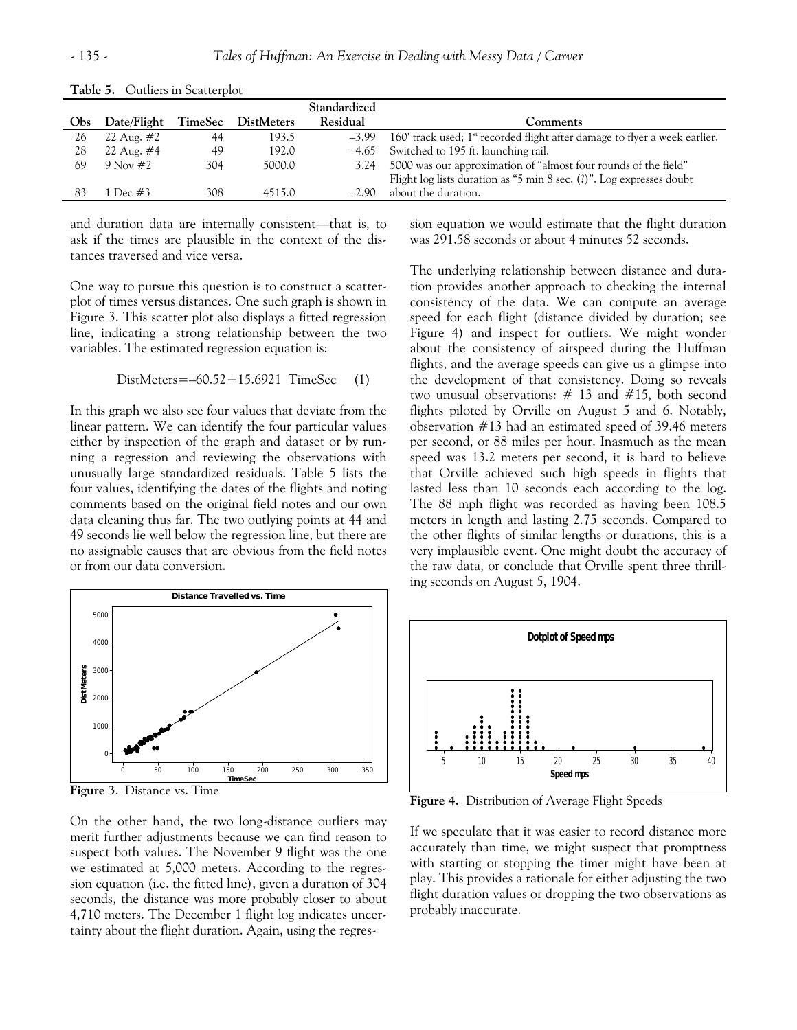**Table 5.** Outliers in Scatterplot

| Obs | Date/Flight | TimeSec | DistMeters | Standardized Residual | Comments |
|---|---|---|---|---|---|
| 26 | 22 Aug. #2 | 44 | 193.5 | –3.99 | 160' track used; 1st recorded flight after damage to flyer a week earlier. |
| 28 | 22 Aug. #4 | 49 | 192.0 | –4.65 | Switched to 195 ft. launching rail. |
| 69 | 9 Nov #2 | 304 | 5000.0 | 3.24 | 5000 was our approximation of "almost four rounds of the field" |
| 83 | 1 Dec #3 | 308 | 4515.0 | –2.90 | Flight log lists duration as "5 min 8 sec. (?)". Log expresses doubt about the duration. |

and duration data are internally consistent—that is, to ask if the times are plausible in the context of the distances traversed and vice versa.

One way to pursue this question is to construct a scatterplot of times versus distances. One such graph is shown in Figure 3. This scatter plot also displays a fitted regression line, indicating a strong relationship between the two variables. The estimated regression equation is:

$$\text{DistMeters} = -60.52 + 15.6921 \ \text{TimeSec} \quad (1)$$

In this graph we also see four values that deviate from the linear pattern. We can identify the four particular values either by inspection of the graph and dataset or by running a regression and reviewing the observations with unusually large standardized residuals. Table 5 lists the four values, identifying the dates of the flights and noting comments based on the original field notes and our own data cleaning thus far. The two outlying points at 44 and 49 seconds lie well below the regression line, but there are no assignable causes that are obvious from the field notes or from our data conversion.

**Figure 3**. Distance vs. Time

On the other hand, the two long-distance outliers may merit further adjustments because we can find reason to suspect both values. The November 9 flight was the one we estimated at 5,000 meters. According to the regression equation (i.e. the fitted line), given a duration of 304 seconds, the distance was more probably closer to about 4,710 meters. The December 1 flight log indicates uncertainty about the flight duration. Again, using the regression equation we would estimate that the flight duration was 291.58 seconds or about 4 minutes 52 seconds.

The underlying relationship between distance and duration provides another approach to checking the internal consistency of the data. We can compute an average speed for each flight (distance divided by duration; see Figure 4) and inspect for outliers. We might wonder about the consistency of airspeed during the Huffman flights, and the average speeds can give us a glimpse into the development of that consistency. Doing so reveals two unusual observations: # 13 and #15, both second flights piloted by Orville on August 5 and 6. Notably, observation #13 had an estimated speed of 39.46 meters per second, or 88 miles per hour. Inasmuch as the mean speed was 13.2 meters per second, it is hard to believe that Orville achieved such high speeds in flights that lasted less than 10 seconds each according to the log. The 88 mph flight was recorded as having been 108.5 meters in length and lasting 2.75 seconds. Compared to the other flights of similar lengths or durations, this is a very implausible event. One might doubt the accuracy of the raw data, or conclude that Orville spent three thrilling seconds on August 5, 1904.

**Figure 4.** Distribution of Average Flight Speeds

If we speculate that it was easier to record distance more accurately than time, we might suspect that promptness with starting or stopping the timer might have been at play. This provides a rationale for either adjusting the two flight duration values or dropping the two observations as probably inaccurate.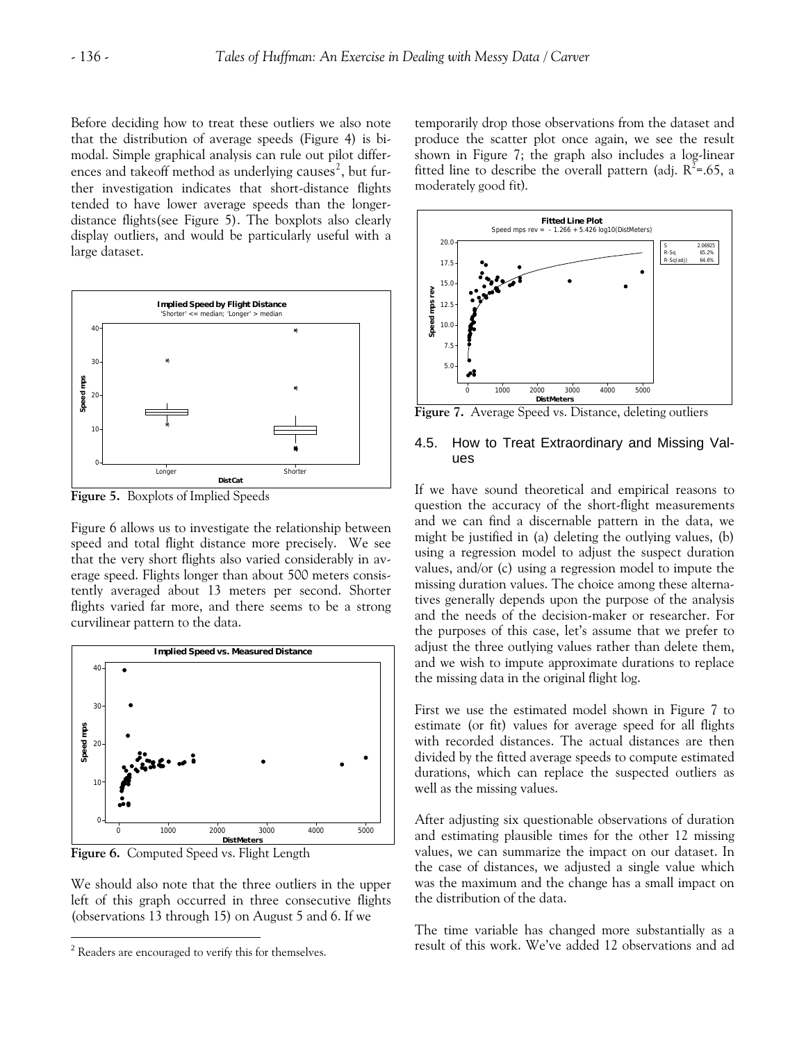Before deciding how to treat these outliers we also note that the distribution of average speeds (Figure 4) is bimodal. Simple graphical analysis can rule out pilot differences and takeoff method as underlying causes[2], but further investigation indicates that short-distance flights tended to have lower average speeds than the longer-distance flights(see Figure 5). The boxplots also clearly display outliers, and would be particularly useful with a large dataset.

**Figure 5.** Boxplots of Implied Speeds

Figure 6 allows us to investigate the relationship between speed and total flight distance more precisely. We see that the very short flights also varied considerably in average speed. Flights longer than about 500 meters consistently averaged about 13 meters per second. Shorter flights varied far more, and there seems to be a strong curvilinear pattern to the data.

**Figure 6.** Computed Speed vs. Flight Length

We should also note that the three outliers in the upper left of this graph occurred in three consecutive flights (observations 13 through 15) on August 5 and 6. If we temporarily drop those observations from the dataset and produce the scatter plot once again, we see the result shown in Figure 7; the graph also includes a log-linear fitted line to describe the overall pattern (adj. $R^2$=.65, a moderately good fit).

**Figure 7.** Average Speed vs. Distance, deleting outliers

## 4.5. How to Treat Extraordinary and Missing Values

If we have sound theoretical and empirical reasons to question the accuracy of the short-flight measurements and we can find a discernable pattern in the data, we might be justified in (a) deleting the outlying values, (b) using a regression model to adjust the suspect duration values, and/or (c) using a regression model to impute the missing duration values. The choice among these alternatives generally depends upon the purpose of the analysis and the needs of the decision-maker or researcher. For the purposes of this case, let's assume that we prefer to adjust the three outlying values rather than delete them, and we wish to impute approximate durations to replace the missing data in the original flight log.

First we use the estimated model shown in Figure 7 to estimate (or fit) values for average speed for all flights with recorded distances. The actual distances are then divided by the fitted average speeds to compute estimated durations, which can replace the suspected outliers as well as the missing values.

After adjusting six questionable observations of duration and estimating plausible times for the other 12 missing values, we can summarize the impact on our dataset. In the case of distances, we adjusted a single value which was the maximum and the change has a small impact on the distribution of the data.

The time variable has changed more substantially as a result of this work. We've added 12 observations and ad

[2] Readers are encouraged to verify this for themselves.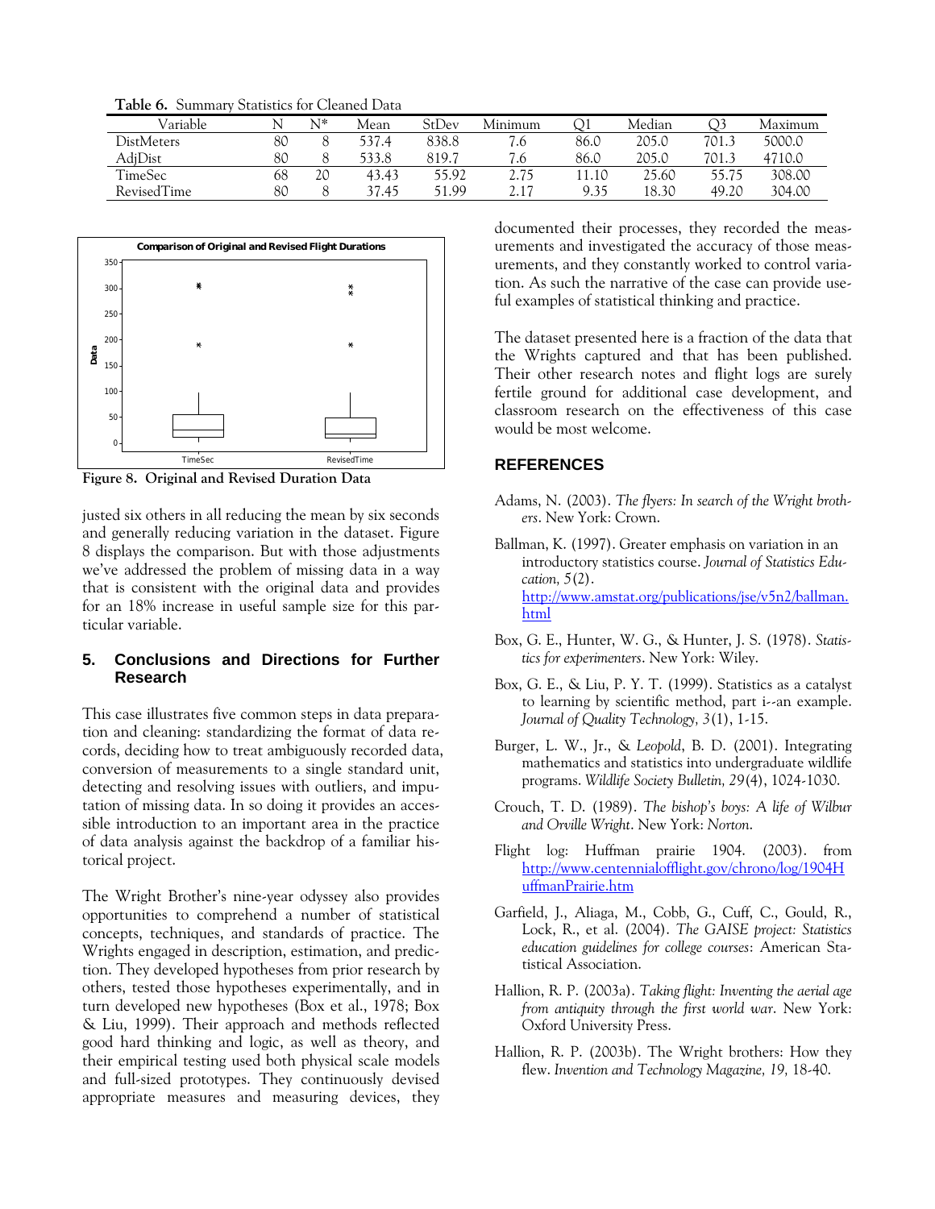**Table 6.** Summary Statistics for Cleaned Data

| Variable | N | N* | Mean | StDev | Minimum | Q1 | Median | Q3 | Maximum |
|---|---|---|---|---|---|---|---|---|---|
| DistMeters | 80 | 8 | 537.4 | 838.8 | 7.6 | 86.0 | 205.0 | 701.3 | 5000.0 |
| AdjDist | 80 | 8 | 533.8 | 819.7 | 7.6 | 86.0 | 205.0 | 701.3 | 4710.0 |
| TimeSec | 68 | 20 | 43.43 | 55.92 | 2.75 | 11.10 | 25.60 | 55.75 | 308.00 |
| RevisedTime | 80 | 8 | 37.45 | 51.99 | 2.17 | 9.35 | 18.30 | 49.20 | 304.00 |

**Figure 8. Original and Revised Duration Data**

justed six others in all reducing the mean by six seconds and generally reducing variation in the dataset. Figure 8 displays the comparison. But with those adjustments we've addressed the problem of missing data in a way that is consistent with the original data and provides for an 18% increase in useful sample size for this particular variable.

## 5. Conclusions and Directions for Further Research

This case illustrates five common steps in data preparation and cleaning: standardizing the format of data records, deciding how to treat ambiguously recorded data, conversion of measurements to a single standard unit, detecting and resolving issues with outliers, and imputation of missing data. In so doing it provides an accessible introduction to an important area in the practice of data analysis against the backdrop of a familiar historical project.

The Wright Brother's nine-year odyssey also provides opportunities to comprehend a number of statistical concepts, techniques, and standards of practice. The Wrights engaged in description, estimation, and prediction. They developed hypotheses from prior research by others, tested those hypotheses experimentally, and in turn developed new hypotheses (Box et al., 1978; Box & Liu, 1999). Their approach and methods reflected good hard thinking and logic, as well as theory, and their empirical testing used both physical scale models and full-sized prototypes. They continuously devised appropriate measures and measuring devices, they documented their processes, they recorded the measurements and investigated the accuracy of those measurements, and they constantly worked to control variation. As such the narrative of the case can provide useful examples of statistical thinking and practice.

The dataset presented here is a fraction of the data that the Wrights captured and that has been published. Their other research notes and flight logs are surely fertile ground for additional case development, and classroom research on the effectiveness of this case would be most welcome.

## REFERENCES

Adams, N. (2003). *The flyers: In search of the Wright brothers*. New York: Crown.

Ballman, K. (1997). Greater emphasis on variation in an introductory statistics course. *Journal of Statistics Education, 5*(2). http://www.amstat.org/publications/jse/v5n2/ballman.html

Box, G. E., Hunter, W. G., & Hunter, J. S. (1978). *Statistics for experimenters*. New York: Wiley.

Box, G. E., & Liu, P. Y. T. (1999). Statistics as a catalyst to learning by scientific method, part i--an example. *Journal of Quality Technology, 3*(1), 1-15.

Burger, L. W., Jr., & Leopold, B. D. (2001). Integrating mathematics and statistics into undergraduate wildlife programs. *Wildlife Society Bulletin, 29*(4), 1024-1030.

Crouch, T. D. (1989). *The bishop's boys: A life of Wilbur and Orville Wright*. New York: Norton.

Flight log: Huffman prairie 1904. (2003). from http://www.centennialofflight.gov/chrono/log/1904HuffmanPrairie.htm

Garfield, J., Aliaga, M., Cobb, G., Cuff, C., Gould, R., Lock, R., et al. (2004). *The GAISE project: Statistics education guidelines for college courses*: American Statistical Association.

Hallion, R. P. (2003a). *Taking flight: Inventing the aerial age from antiquity through the first world war*. New York: Oxford University Press.

Hallion, R. P. (2003b). The Wright brothers: How they flew. *Invention and Technology Magazine, 19*, 18-40.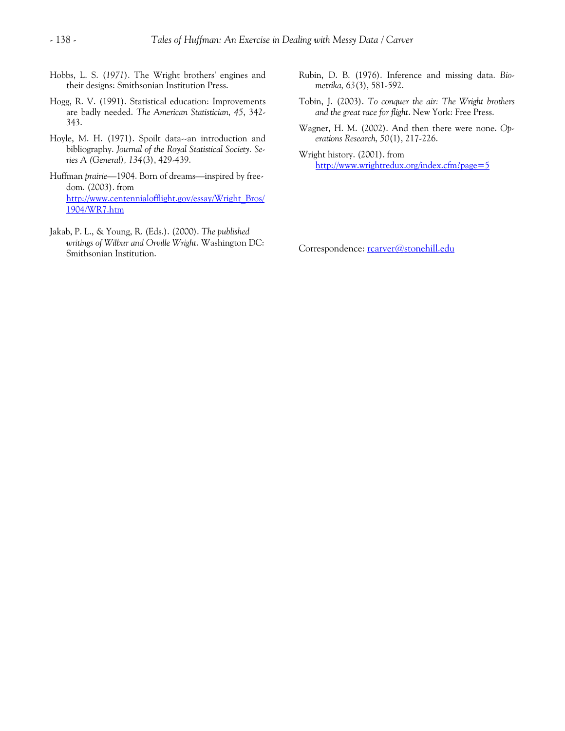Hobbs, L. S. (*1971*). The Wright brothers' engines and their designs: Smithsonian Institution Press.

Hogg, R. V. (1991). Statistical education: Improvements are badly needed. *The American Statistician, 45*, 342-343.

Hoyle, M. H. (1971). Spoilt data--an introduction and bibliography. *Journal of the Royal Statistical Society. Series A (General), 134*(3), 429-439.

Huffman *prairie*—1904. Born of dreams—inspired by freedom. (2003). from http://www.centennialofflight.gov/essay/Wright_Bros/1904/WR7.htm

Jakab, P. L., & Young, R. (Eds.). (2000). *The published writings of Wilbur and Orville Wright*. Washington DC: Smithsonian Institution.

Rubin, D. B. (1976). Inference and missing data. *Biometrika, 63*(3), 581-592.

Tobin, J. (2003). *To conquer the air: The Wright brothers and the great race for flight*. New York: Free Press.

Wagner, H. M. (2002). And then there were none. *Operations Research, 50*(1), 217-226.

Wright history. (2001). from http://www.wrightredux.org/index.cfm?page=5

Correspondence: rcarver@stonehill.edu